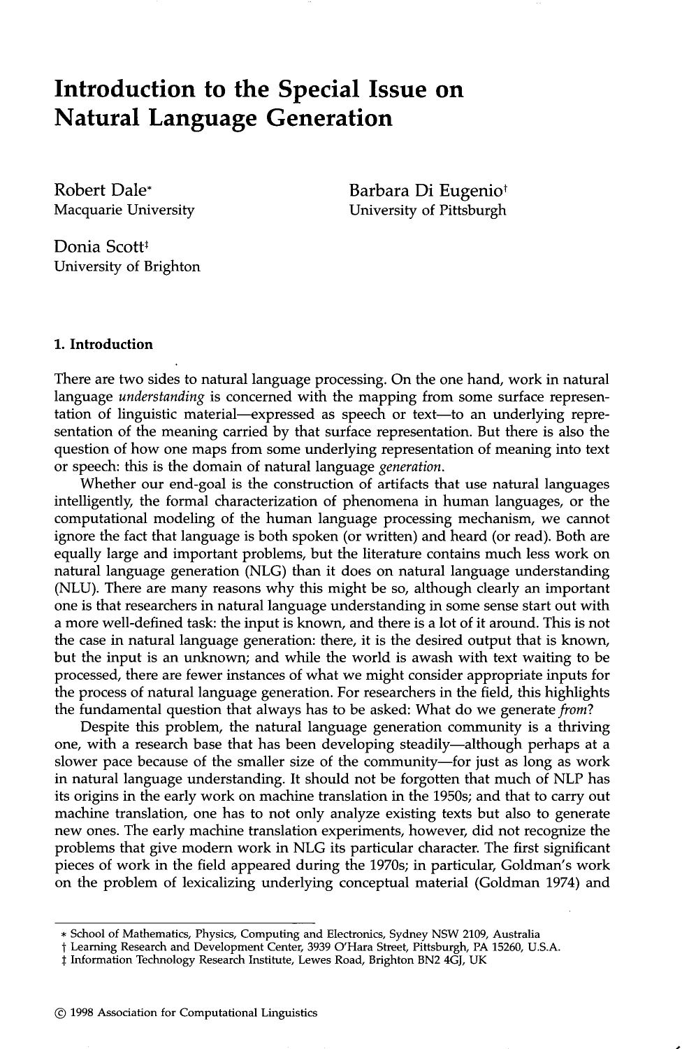# Introduction to the Special Issue on Natural Language Generation

Robert Dale*
Macquarie University

Barbara Di Eugenio†
University of Pittsburgh

Donia Scott‡
University of Brighton

## 1. Introduction

There are two sides to natural language processing. On the one hand, work in natural language *understanding* is concerned with the mapping from some surface representation of linguistic material—expressed as speech or text—to an underlying representation of the meaning carried by that surface representation. But there is also the question of how one maps from some underlying representation of meaning into text or speech: this is the domain of natural language *generation*.

Whether our end-goal is the construction of artifacts that use natural languages intelligently, the formal characterization of phenomena in human languages, or the computational modeling of the human language processing mechanism, we cannot ignore the fact that language is both spoken (or written) and heard (or read). Both are equally large and important problems, but the literature contains much less work on natural language generation (NLG) than it does on natural language understanding (NLU). There are many reasons why this might be so, although clearly an important one is that researchers in natural language understanding in some sense start out with a more well-defined task: the input is known, and there is a lot of it around. This is not the case in natural language generation: there, it is the desired output that is known, but the input is an unknown; and while the world is awash with text waiting to be processed, there are fewer instances of what we might consider appropriate inputs for the process of natural language generation. For researchers in the field, this highlights the fundamental question that always has to be asked: What do we generate *from*?

Despite this problem, the natural language generation community is a thriving one, with a research base that has been developing steadily—although perhaps at a slower pace because of the smaller size of the community—for just as long as work in natural language understanding. It should not be forgotten that much of NLP has its origins in the early work on machine translation in the 1950s; and that to carry out machine translation, one has to not only analyze existing texts but also to generate new ones. The early machine translation experiments, however, did not recognize the problems that give modern work in NLG its particular character. The first significant pieces of work in the field appeared during the 1970s; in particular, Goldman's work on the problem of lexicalizing underlying conceptual material (Goldman 1974) and

---

\* School of Mathematics, Physics, Computing and Electronics, Sydney NSW 2109, Australia
† Learning Research and Development Center, 3939 O'Hara Street, Pittsburgh, PA 15260, U.S.A.
‡ Information Technology Research Institute, Lewes Road, Brighton BN2 4GJ, UK

© 1998 Association for Computational Linguistics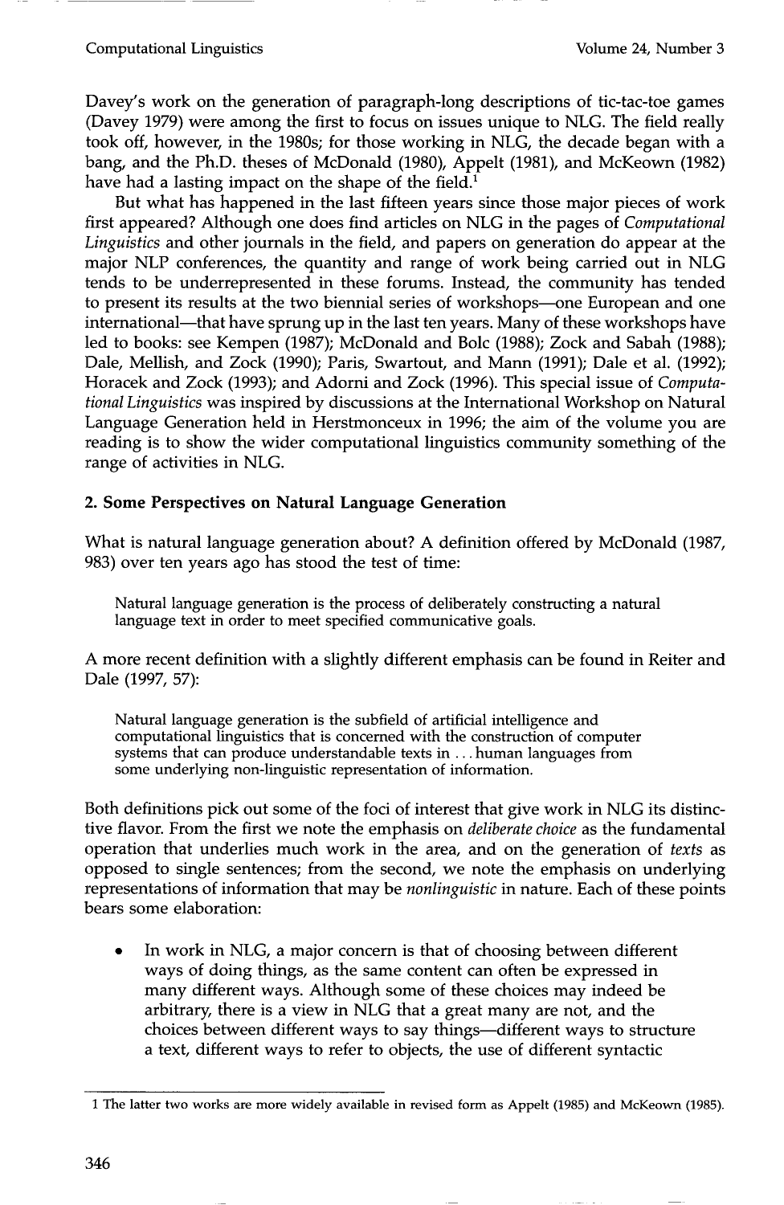Davey's work on the generation of paragraph-long descriptions of tic-tac-toe games (Davey 1979) were among the first to focus on issues unique to NLG. The field really took off, however, in the 1980s; for those working in NLG, the decade began with a bang, and the Ph.D. theses of McDonald (1980), Appelt (1981), and McKeown (1982) have had a lasting impact on the shape of the field.[1]

But what has happened in the last fifteen years since those major pieces of work first appeared? Although one does find articles on NLG in the pages of *Computational Linguistics* and other journals in the field, and papers on generation do appear at the major NLP conferences, the quantity and range of work being carried out in NLG tends to be underrepresented in these forums. Instead, the community has tended to present its results at the two biennial series of workshops—one European and one international—that have sprung up in the last ten years. Many of these workshops have led to books: see Kempen (1987); McDonald and Bolc (1988); Zock and Sabah (1988); Dale, Mellish, and Zock (1990); Paris, Swartout, and Mann (1991); Dale et al. (1992); Horacek and Zock (1993); and Adorni and Zock (1996). This special issue of *Computational Linguistics* was inspired by discussions at the International Workshop on Natural Language Generation held in Herstmonceux in 1996; the aim of the volume you are reading is to show the wider computational linguistics community something of the range of activities in NLG.

## 2. Some Perspectives on Natural Language Generation

What is natural language generation about? A definition offered by McDonald (1987, 983) over ten years ago has stood the test of time:

> Natural language generation is the process of deliberately constructing a natural language text in order to meet specified communicative goals.

A more recent definition with a slightly different emphasis can be found in Reiter and Dale (1997, 57):

> Natural language generation is the subfield of artificial intelligence and computational linguistics that is concerned with the construction of computer systems that can produce understandable texts in ... human languages from some underlying non-linguistic representation of information.

Both definitions pick out some of the foci of interest that give work in NLG its distinctive flavor. From the first we note the emphasis on *deliberate choice* as the fundamental operation that underlies much work in the area, and on the generation of *texts* as opposed to single sentences; from the second, we note the emphasis on underlying representations of information that may be *nonlinguistic* in nature. Each of these points bears some elaboration:

- In work in NLG, a major concern is that of choosing between different ways of doing things, as the same content can often be expressed in many different ways. Although some of these choices may indeed be arbitrary, there is a view in NLG that a great many are not, and the choices between different ways to say things—different ways to structure a text, different ways to refer to objects, the use of different syntactic

[1] The latter two works are more widely available in revised form as Appelt (1985) and McKeown (1985).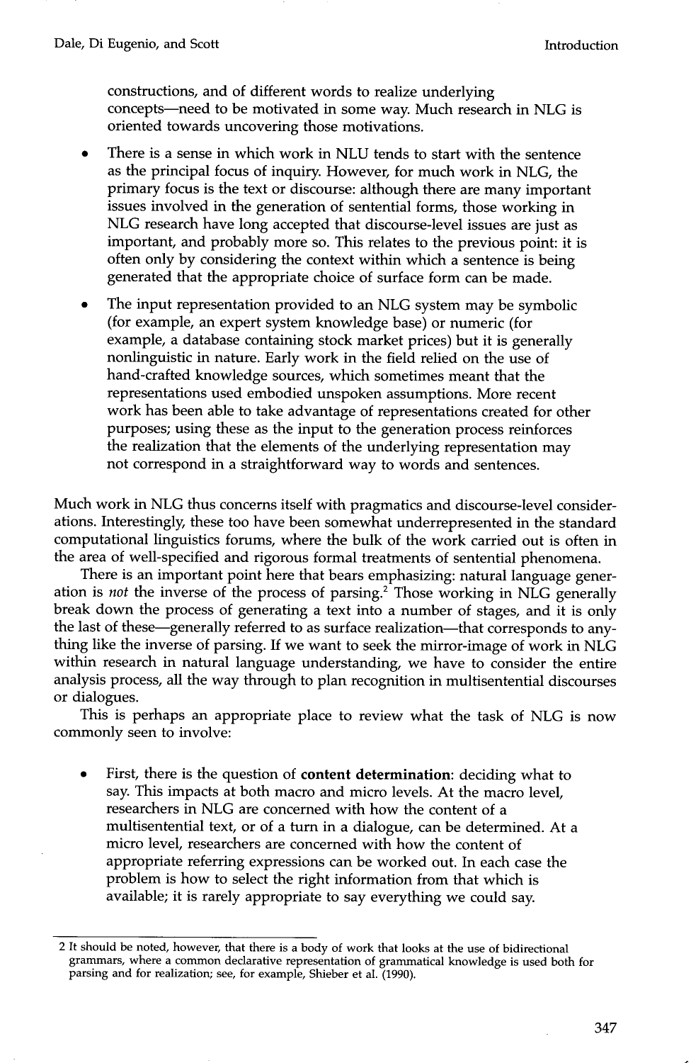constructions, and of different words to realize underlying concepts—need to be motivated in some way. Much research in NLG is oriented towards uncovering those motivations.

- There is a sense in which work in NLU tends to start with the sentence as the principal focus of inquiry. However, for much work in NLG, the primary focus is the text or discourse: although there are many important issues involved in the generation of sentential forms, those working in NLG research have long accepted that discourse-level issues are just as important, and probably more so. This relates to the previous point: it is often only by considering the context within which a sentence is being generated that the appropriate choice of surface form can be made.

- The input representation provided to an NLG system may be symbolic (for example, an expert system knowledge base) or numeric (for example, a database containing stock market prices) but it is generally nonlinguistic in nature. Early work in the field relied on the use of hand-crafted knowledge sources, which sometimes meant that the representations used embodied unspoken assumptions. More recent work has been able to take advantage of representations created for other purposes; using these as the input to the generation process reinforces the realization that the elements of the underlying representation may not correspond in a straightforward way to words and sentences.

Much work in NLG thus concerns itself with pragmatics and discourse-level considerations. Interestingly, these too have been somewhat underrepresented in the standard computational linguistics forums, where the bulk of the work carried out is often in the area of well-specified and rigorous formal treatments of sentential phenomena.

There is an important point here that bears emphasizing: natural language generation is *not* the inverse of the process of parsing.[2] Those working in NLG generally break down the process of generating a text into a number of stages, and it is only the last of these—generally referred to as surface realization—that corresponds to anything like the inverse of parsing. If we want to seek the mirror-image of work in NLG within research in natural language understanding, we have to consider the entire analysis process, all the way through to plan recognition in multisentential discourses or dialogues.

This is perhaps an appropriate place to review what the task of NLG is now commonly seen to involve:

- First, there is the question of **content determination**: deciding what to say. This impacts at both macro and micro levels. At the macro level, researchers in NLG are concerned with how the content of a multisentential text, or of a turn in a dialogue, can be determined. At a micro level, researchers are concerned with how the content of appropriate referring expressions can be worked out. In each case the problem is how to select the right information from that which is available; it is rarely appropriate to say everything we could say.

---

2 It should be noted, however, that there is a body of work that looks at the use of bidirectional grammars, where a common declarative representation of grammatical knowledge is used both for parsing and for realization; see, for example, Shieber et al. (1990).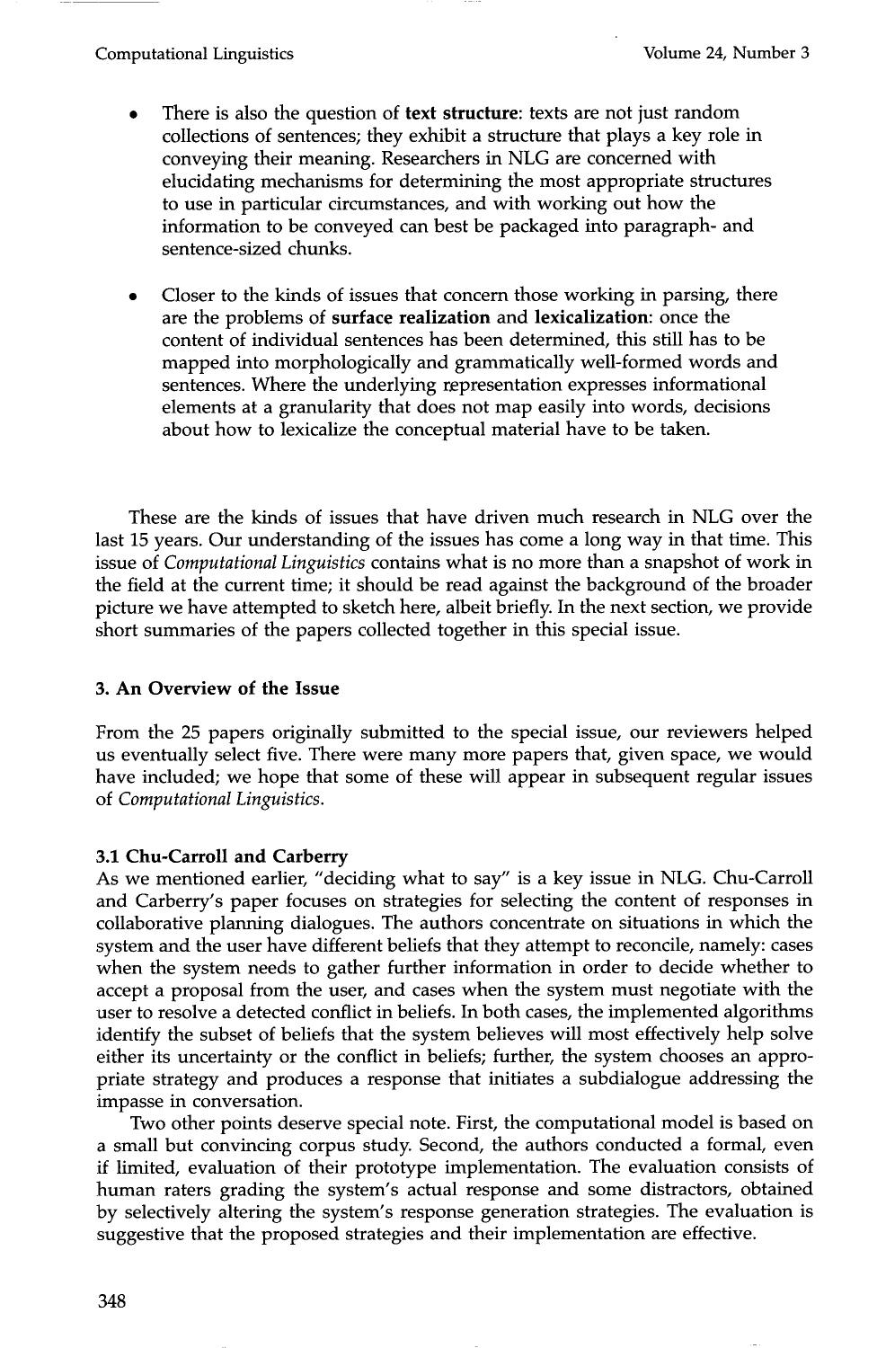- There is also the question of **text structure**: texts are not just random collections of sentences; they exhibit a structure that plays a key role in conveying their meaning. Researchers in NLG are concerned with elucidating mechanisms for determining the most appropriate structures to use in particular circumstances, and with working out how the information to be conveyed can best be packaged into paragraph- and sentence-sized chunks.

- Closer to the kinds of issues that concern those working in parsing, there are the problems of **surface realization** and **lexicalization**: once the content of individual sentences has been determined, this still has to be mapped into morphologically and grammatically well-formed words and sentences. Where the underlying representation expresses informational elements at a granularity that does not map easily into words, decisions about how to lexicalize the conceptual material have to be taken.

These are the kinds of issues that have driven much research in NLG over the last 15 years. Our understanding of the issues has come a long way in that time. This issue of *Computational Linguistics* contains what is no more than a snapshot of work in the field at the current time; it should be read against the background of the broader picture we have attempted to sketch here, albeit briefly. In the next section, we provide short summaries of the papers collected together in this special issue.

## 3. An Overview of the Issue

From the 25 papers originally submitted to the special issue, our reviewers helped us eventually select five. There were many more papers that, given space, we would have included; we hope that some of these will appear in subsequent regular issues of *Computational Linguistics*.

### 3.1 Chu-Carroll and Carberry

As we mentioned earlier, "deciding what to say" is a key issue in NLG. Chu-Carroll and Carberry's paper focuses on strategies for selecting the content of responses in collaborative planning dialogues. The authors concentrate on situations in which the system and the user have different beliefs that they attempt to reconcile, namely: cases when the system needs to gather further information in order to decide whether to accept a proposal from the user, and cases when the system must negotiate with the user to resolve a detected conflict in beliefs. In both cases, the implemented algorithms identify the subset of beliefs that the system believes will most effectively help solve either its uncertainty or the conflict in beliefs; further, the system chooses an appropriate strategy and produces a response that initiates a subdialogue addressing the impasse in conversation.

Two other points deserve special note. First, the computational model is based on a small but convincing corpus study. Second, the authors conducted a formal, even if limited, evaluation of their prototype implementation. The evaluation consists of human raters grading the system's actual response and some distractors, obtained by selectively altering the system's response generation strategies. The evaluation is suggestive that the proposed strategies and their implementation are effective.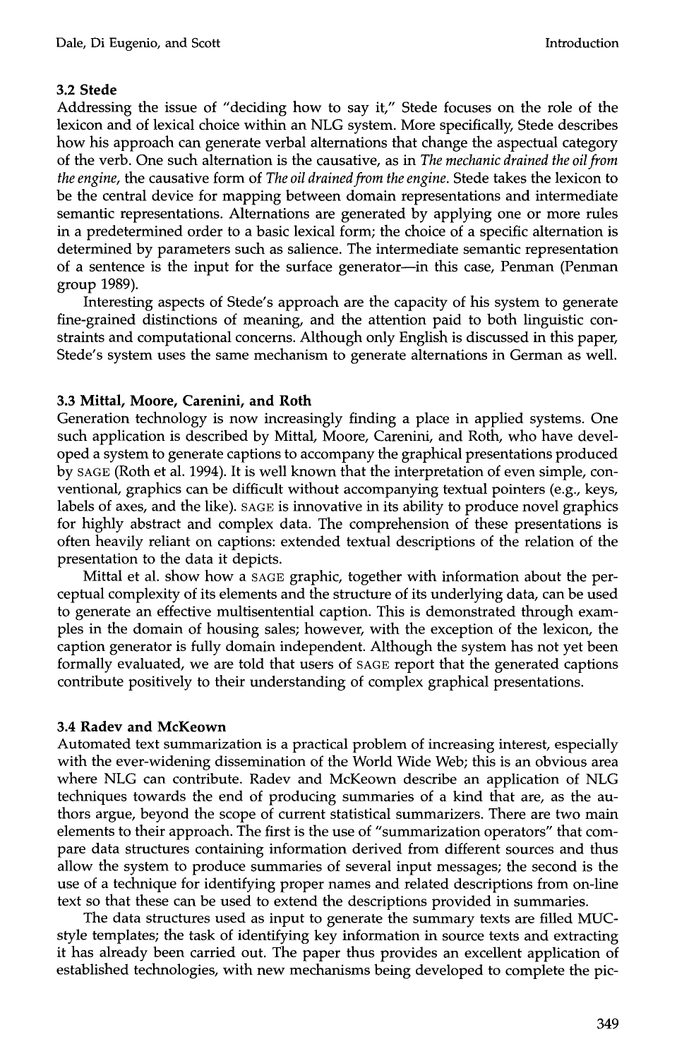### 3.2 Stede

Addressing the issue of "deciding how to say it," Stede focuses on the role of the lexicon and of lexical choice within an NLG system. More specifically, Stede describes how his approach can generate verbal alternations that change the aspectual category of the verb. One such alternation is the causative, as in *The mechanic drained the oil from the engine*, the causative form of *The oil drained from the engine*. Stede takes the lexicon to be the central device for mapping between domain representations and intermediate semantic representations. Alternations are generated by applying one or more rules in a predetermined order to a basic lexical form; the choice of a specific alternation is determined by parameters such as salience. The intermediate semantic representation of a sentence is the input for the surface generator—in this case, Penman (Penman group 1989).

Interesting aspects of Stede's approach are the capacity of his system to generate fine-grained distinctions of meaning, and the attention paid to both linguistic constraints and computational concerns. Although only English is discussed in this paper, Stede's system uses the same mechanism to generate alternations in German as well.

### 3.3 Mittal, Moore, Carenini, and Roth

Generation technology is now increasingly finding a place in applied systems. One such application is described by Mittal, Moore, Carenini, and Roth, who have developed a system to generate captions to accompany the graphical presentations produced by SAGE (Roth et al. 1994). It is well known that the interpretation of even simple, conventional, graphics can be difficult without accompanying textual pointers (e.g., keys, labels of axes, and the like). SAGE is innovative in its ability to produce novel graphics for highly abstract and complex data. The comprehension of these presentations is often heavily reliant on captions: extended textual descriptions of the relation of the presentation to the data it depicts.

Mittal et al. show how a SAGE graphic, together with information about the perceptual complexity of its elements and the structure of its underlying data, can be used to generate an effective multisentential caption. This is demonstrated through examples in the domain of housing sales; however, with the exception of the lexicon, the caption generator is fully domain independent. Although the system has not yet been formally evaluated, we are told that users of SAGE report that the generated captions contribute positively to their understanding of complex graphical presentations.

### 3.4 Radev and McKeown

Automated text summarization is a practical problem of increasing interest, especially with the ever-widening dissemination of the World Wide Web; this is an obvious area where NLG can contribute. Radev and McKeown describe an application of NLG techniques towards the end of producing summaries of a kind that are, as the authors argue, beyond the scope of current statistical summarizers. There are two main elements to their approach. The first is the use of "summarization operators" that compare data structures containing information derived from different sources and thus allow the system to produce summaries of several input messages; the second is the use of a technique for identifying proper names and related descriptions from on-line text so that these can be used to extend the descriptions provided in summaries.

The data structures used as input to generate the summary texts are filled MUC-style templates; the task of identifying key information in source texts and extracting it has already been carried out. The paper thus provides an excellent application of established technologies, with new mechanisms being developed to complete the pic-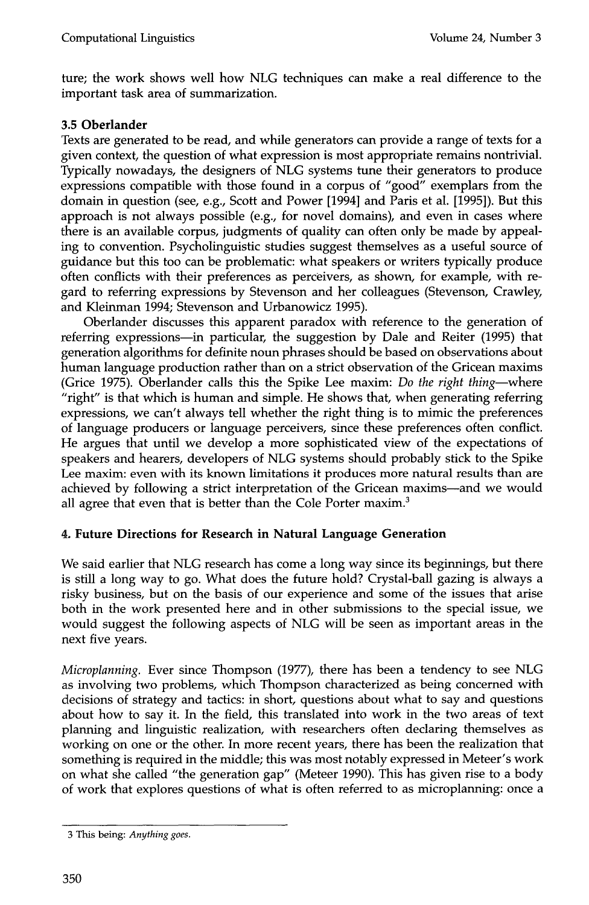ture; the work shows well how NLG techniques can make a real difference to the important task area of summarization.

### 3.5 Oberlander

Texts are generated to be read, and while generators can provide a range of texts for a given context, the question of what expression is most appropriate remains nontrivial. Typically nowadays, the designers of NLG systems tune their generators to produce expressions compatible with those found in a corpus of "good" exemplars from the domain in question (see, e.g., Scott and Power [1994] and Paris et al. [1995]). But this approach is not always possible (e.g., for novel domains), and even in cases where there is an available corpus, judgments of quality can often only be made by appealing to convention. Psycholinguistic studies suggest themselves as a useful source of guidance but this too can be problematic: what speakers or writers typically produce often conflicts with their preferences as perceivers, as shown, for example, with regard to referring expressions by Stevenson and her colleagues (Stevenson, Crawley, and Kleinman 1994; Stevenson and Urbanowicz 1995).

Oberlander discusses this apparent paradox with reference to the generation of referring expressions—in particular, the suggestion by Dale and Reiter (1995) that generation algorithms for definite noun phrases should be based on observations about human language production rather than on a strict observation of the Gricean maxims (Grice 1975). Oberlander calls this the Spike Lee maxim: *Do the right thing*—where "right" is that which is human and simple. He shows that, when generating referring expressions, we can't always tell whether the right thing is to mimic the preferences of language producers or language perceivers, since these preferences often conflict. He argues that until we develop a more sophisticated view of the expectations of speakers and hearers, developers of NLG systems should probably stick to the Spike Lee maxim: even with its known limitations it produces more natural results than are achieved by following a strict interpretation of the Gricean maxims—and we would all agree that even that is better than the Cole Porter maxim.[3]

## 4. Future Directions for Research in Natural Language Generation

We said earlier that NLG research has come a long way since its beginnings, but there is still a long way to go. What does the future hold? Crystal-ball gazing is always a risky business, but on the basis of our experience and some of the issues that arise both in the work presented here and in other submissions to the special issue, we would suggest the following aspects of NLG will be seen as important areas in the next five years.

*Microplanning.* Ever since Thompson (1977), there has been a tendency to see NLG as involving two problems, which Thompson characterized as being concerned with decisions of strategy and tactics: in short, questions about what to say and questions about how to say it. In the field, this translated into work in the two areas of text planning and linguistic realization, with researchers often declaring themselves as working on one or the other. In more recent years, there has been the realization that something is required in the middle; this was most notably expressed in Meteer's work on what she called "the generation gap" (Meteer 1990). This has given rise to a body of work that explores questions of what is often referred to as microplanning: once a

---

3 This being: *Anything goes.*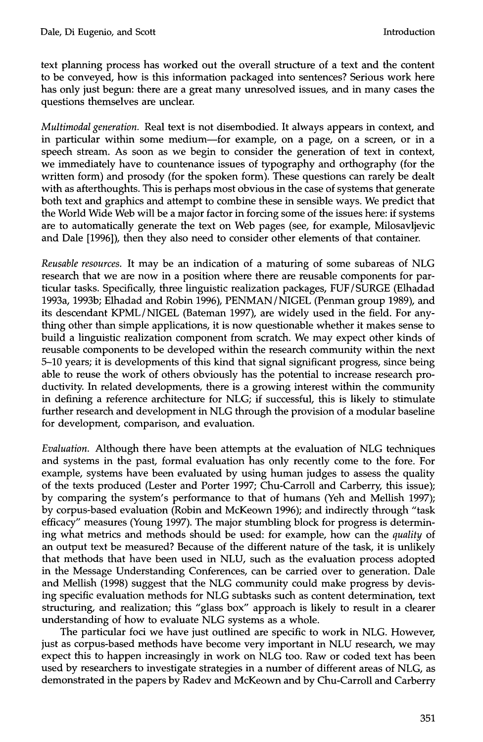text planning process has worked out the overall structure of a text and the content to be conveyed, how is this information packaged into sentences? Serious work here has only just begun: there are a great many unresolved issues, and in many cases the questions themselves are unclear.

*Multimodal generation.* Real text is not disembodied. It always appears in context, and in particular within some medium—for example, on a page, on a screen, or in a speech stream. As soon as we begin to consider the generation of text in context, we immediately have to countenance issues of typography and orthography (for the written form) and prosody (for the spoken form). These questions can rarely be dealt with as afterthoughts. This is perhaps most obvious in the case of systems that generate both text and graphics and attempt to combine these in sensible ways. We predict that the World Wide Web will be a major factor in forcing some of the issues here: if systems are to automatically generate the text on Web pages (see, for example, Milosavljevic and Dale [1996]), then they also need to consider other elements of that container.

*Reusable resources.* It may be an indication of a maturing of some subareas of NLG research that we are now in a position where there are reusable components for particular tasks. Specifically, three linguistic realization packages, FUF/SURGE (Elhadad 1993a, 1993b; Elhadad and Robin 1996), PENMAN/NIGEL (Penman group 1989), and its descendant KPML/NIGEL (Bateman 1997), are widely used in the field. For anything other than simple applications, it is now questionable whether it makes sense to build a linguistic realization component from scratch. We may expect other kinds of reusable components to be developed within the research community within the next 5–10 years; it is developments of this kind that signal significant progress, since being able to reuse the work of others obviously has the potential to increase research productivity. In related developments, there is a growing interest within the community in defining a reference architecture for NLG; if successful, this is likely to stimulate further research and development in NLG through the provision of a modular baseline for development, comparison, and evaluation.

*Evaluation.* Although there have been attempts at the evaluation of NLG techniques and systems in the past, formal evaluation has only recently come to the fore. For example, systems have been evaluated by using human judges to assess the quality of the texts produced (Lester and Porter 1997; Chu-Carroll and Carberry, this issue); by comparing the system's performance to that of humans (Yeh and Mellish 1997); by corpus-based evaluation (Robin and McKeown 1996); and indirectly through "task efficacy" measures (Young 1997). The major stumbling block for progress is determining what metrics and methods should be used: for example, how can the *quality* of an output text be measured? Because of the different nature of the task, it is unlikely that methods that have been used in NLU, such as the evaluation process adopted in the Message Understanding Conferences, can be carried over to generation. Dale and Mellish (1998) suggest that the NLG community could make progress by devising specific evaluation methods for NLG subtasks such as content determination, text structuring, and realization; this "glass box" approach is likely to result in a clearer understanding of how to evaluate NLG systems as a whole.

The particular foci we have just outlined are specific to work in NLG. However, just as corpus-based methods have become very important in NLU research, we may expect this to happen increasingly in work on NLG too. Raw or coded text has been used by researchers to investigate strategies in a number of different areas of NLG, as demonstrated in the papers by Radev and McKeown and by Chu-Carroll and Carberry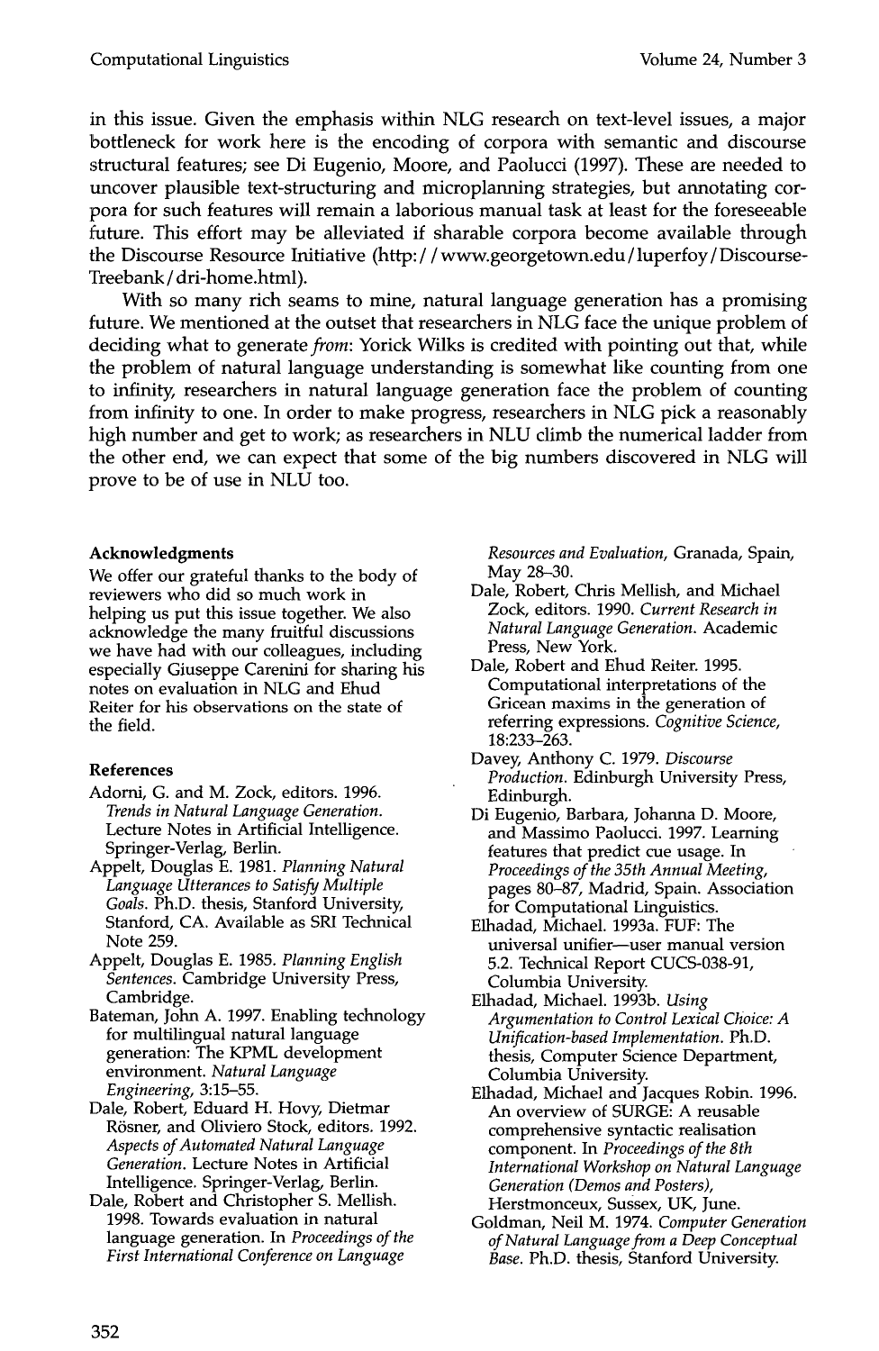in this issue. Given the emphasis within NLG research on text-level issues, a major bottleneck for work here is the encoding of corpora with semantic and discourse structural features; see Di Eugenio, Moore, and Paolucci (1997). These are needed to uncover plausible text-structuring and microplanning strategies, but annotating corpora for such features will remain a laborious manual task at least for the foreseeable future. This effort may be alleviated if sharable corpora become available through the Discourse Resource Initiative (http://www.georgetown.edu/luperfoy/Discourse-Treebank/dri-home.html).

With so many rich seams to mine, natural language generation has a promising future. We mentioned at the outset that researchers in NLG face the unique problem of deciding what to generate *from*: Yorick Wilks is credited with pointing out that, while the problem of natural language understanding is somewhat like counting from one to infinity, researchers in natural language generation face the problem of counting from infinity to one. In order to make progress, researchers in NLG pick a reasonably high number and get to work; as researchers in NLU climb the numerical ladder from the other end, we can expect that some of the big numbers discovered in NLG will prove to be of use in NLU too.

### Acknowledgments

We offer our grateful thanks to the body of reviewers who did so much work in helping us put this issue together. We also acknowledge the many fruitful discussions we have had with our colleagues, including especially Giuseppe Carenini for sharing his notes on evaluation in NLG and Ehud Reiter for his observations on the state of the field.

### References

Adorni, G. and M. Zock, editors. 1996. *Trends in Natural Language Generation*. Lecture Notes in Artificial Intelligence. Springer-Verlag, Berlin.

Appelt, Douglas E. 1981. *Planning Natural Language Utterances to Satisfy Multiple Goals*. Ph.D. thesis, Stanford University, Stanford, CA. Available as SRI Technical Note 259.

Appelt, Douglas E. 1985. *Planning English Sentences*. Cambridge University Press, Cambridge.

Bateman, John A. 1997. Enabling technology for multilingual natural language generation: The KPML development environment. *Natural Language Engineering*, 3:15–55.

Dale, Robert, Eduard H. Hovy, Dietmar Rösner, and Oliviero Stock, editors. 1992. *Aspects of Automated Natural Language Generation*. Lecture Notes in Artificial Intelligence. Springer-Verlag, Berlin.

Dale, Robert and Christopher S. Mellish. 1998. Towards evaluation in natural language generation. In *Proceedings of the First International Conference on Language Resources and Evaluation*, Granada, Spain, May 28–30.

Dale, Robert, Chris Mellish, and Michael Zock, editors. 1990. *Current Research in Natural Language Generation*. Academic Press, New York.

Dale, Robert and Ehud Reiter. 1995. Computational interpretations of the Gricean maxims in the generation of referring expressions. *Cognitive Science*, 18:233–263.

Davey, Anthony C. 1979. *Discourse Production*. Edinburgh University Press, Edinburgh.

Di Eugenio, Barbara, Johanna D. Moore, and Massimo Paolucci. 1997. Learning features that predict cue usage. In *Proceedings of the 35th Annual Meeting*, pages 80–87, Madrid, Spain. Association for Computational Linguistics.

Elhadad, Michael. 1993a. FUF: The universal unifier—user manual version 5.2. Technical Report CUCS-038-91, Columbia University.

Elhadad, Michael. 1993b. *Using Argumentation to Control Lexical Choice: A Unification-based Implementation*. Ph.D. thesis, Computer Science Department, Columbia University.

Elhadad, Michael and Jacques Robin. 1996. An overview of SURGE: A reusable comprehensive syntactic realisation component. In *Proceedings of the 8th International Workshop on Natural Language Generation (Demos and Posters)*, Herstmonceux, Sussex, UK, June.

Goldman, Neil M. 1974. *Computer Generation of Natural Language from a Deep Conceptual Base*. Ph.D. thesis, Stanford University.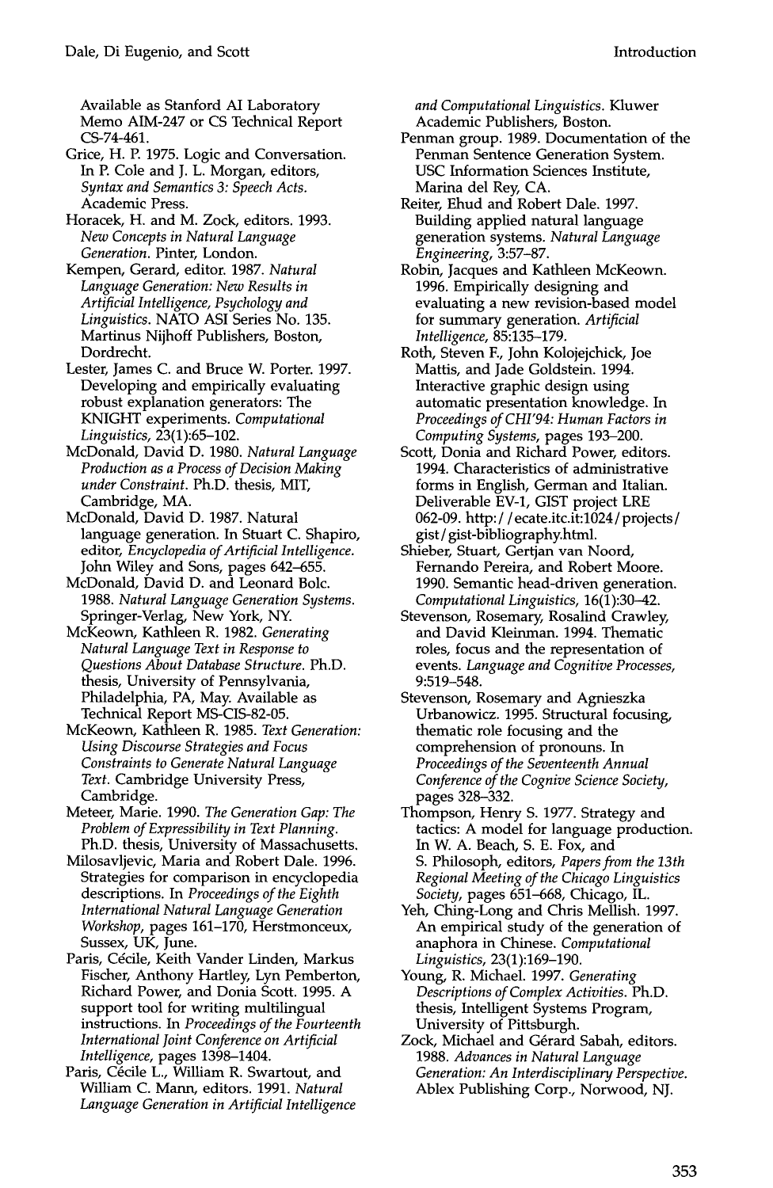Available as Stanford AI Laboratory Memo AIM-247 or CS Technical Report CS-74-461.

Grice, H. P. 1975. Logic and Conversation. In P. Cole and J. L. Morgan, editors, *Syntax and Semantics 3: Speech Acts*. Academic Press.

Horacek, H. and M. Zock, editors. 1993. *New Concepts in Natural Language Generation*. Pinter, London.

Kempen, Gerard, editor. 1987. *Natural Language Generation: New Results in Artificial Intelligence, Psychology and Linguistics*. NATO ASI Series No. 135. Martinus Nijhoff Publishers, Boston, Dordrecht.

Lester, James C. and Bruce W. Porter. 1997. Developing and empirically evaluating robust explanation generators: The KNIGHT experiments. *Computational Linguistics*, 23(1):65–102.

McDonald, David D. 1980. *Natural Language Production as a Process of Decision Making under Constraint*. Ph.D. thesis, MIT, Cambridge, MA.

McDonald, David D. 1987. Natural language generation. In Stuart C. Shapiro, editor, *Encyclopedia of Artificial Intelligence*. John Wiley and Sons, pages 642–655.

McDonald, David D. and Leonard Bolc. 1988. *Natural Language Generation Systems*. Springer-Verlag, New York, NY.

McKeown, Kathleen R. 1982. *Generating Natural Language Text in Response to Questions About Database Structure*. Ph.D. thesis, University of Pennsylvania, Philadelphia, PA, May. Available as Technical Report MS-CIS-82-05.

McKeown, Kathleen R. 1985. *Text Generation: Using Discourse Strategies and Focus Constraints to Generate Natural Language Text*. Cambridge University Press, Cambridge.

Meteer, Marie. 1990. *The Generation Gap: The Problem of Expressibility in Text Planning*. Ph.D. thesis, University of Massachusetts.

Milosavljevic, Maria and Robert Dale. 1996. Strategies for comparison in encyclopedia descriptions. In *Proceedings of the Eighth International Natural Language Generation Workshop*, pages 161–170, Herstmonceux, Sussex, UK, June.

Paris, Cécile, Keith Vander Linden, Markus Fischer, Anthony Hartley, Lyn Pemberton, Richard Power, and Donia Scott. 1995. A support tool for writing multilingual instructions. In *Proceedings of the Fourteenth International Joint Conference on Artificial Intelligence*, pages 1398–1404.

Paris, Cécile L., William R. Swartout, and William C. Mann, editors. 1991. *Natural Language Generation in Artificial Intelligence and Computational Linguistics*. Kluwer Academic Publishers, Boston.

Penman group. 1989. Documentation of the Penman Sentence Generation System. USC Information Sciences Institute, Marina del Rey, CA.

Reiter, Ehud and Robert Dale. 1997. Building applied natural language generation systems. *Natural Language Engineering*, 3:57–87.

Robin, Jacques and Kathleen McKeown. 1996. Empirically designing and evaluating a new revision-based model for summary generation. *Artificial Intelligence*, 85:135–179.

Roth, Steven F., John Kolojejchick, Joe Mattis, and Jade Goldstein. 1994. Interactive graphic design using automatic presentation knowledge. In *Proceedings of CHI'94: Human Factors in Computing Systems*, pages 193–200.

Scott, Donia and Richard Power, editors. 1994. Characteristics of administrative forms in English, German and Italian. Deliverable EV-1, GIST project LRE 062-09. http://ecate.itc.it:1024/projects/gist/gist-bibliography.html.

Shieber, Stuart, Gertjan van Noord, Fernando Pereira, and Robert Moore. 1990. Semantic head-driven generation. *Computational Linguistics*, 16(1):30–42.

Stevenson, Rosemary, Rosalind Crawley, and David Kleinman. 1994. Thematic roles, focus and the representation of events. *Language and Cognitive Processes*, 9:519–548.

Stevenson, Rosemary and Agnieszka Urbanowicz. 1995. Structural focusing, thematic role focusing and the comprehension of pronouns. In *Proceedings of the Seventeenth Annual Conference of the Cognive Science Society*, pages 328–332.

Thompson, Henry S. 1977. Strategy and tactics: A model for language production. In W. A. Beach, S. E. Fox, and S. Philosoph, editors, *Papers from the 13th Regional Meeting of the Chicago Linguistics Society*, pages 651–668, Chicago, IL.

Yeh, Ching-Long and Chris Mellish. 1997. An empirical study of the generation of anaphora in Chinese. *Computational Linguistics*, 23(1):169–190.

Young, R. Michael. 1997. *Generating Descriptions of Complex Activities*. Ph.D. thesis, Intelligent Systems Program, University of Pittsburgh.

Zock, Michael and Gérard Sabah, editors. 1988. *Advances in Natural Language Generation: An Interdisciplinary Perspective*. Ablex Publishing Corp., Norwood, NJ.